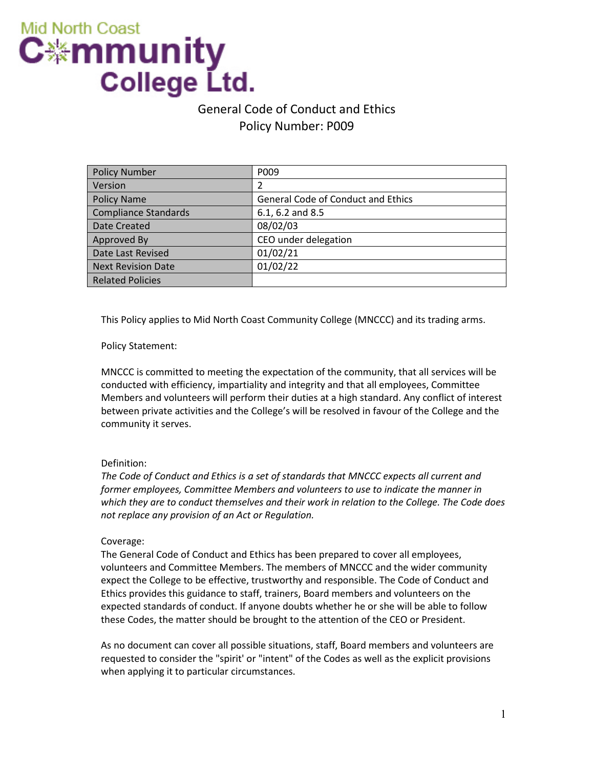# Mid North Coast Community College Ltd.

## General Code of Conduct and Ethics
## Policy Number: P009

| Policy Number | P009 |
|---|---|
| Version | 2 |
| Policy Name | General Code of Conduct and Ethics |
| Compliance Standards | 6.1, 6.2 and 8.5 |
| Date Created | 08/02/03 |
| Approved By | CEO under delegation |
| Date Last Revised | 01/02/21 |
| Next Revision Date | 01/02/22 |
| Related Policies | |

This Policy applies to Mid North Coast Community College (MNCCC) and its trading arms.

Policy Statement:

MNCCC is committed to meeting the expectation of the community, that all services will be conducted with efficiency, impartiality and integrity and that all employees, Committee Members and volunteers will perform their duties at a high standard. Any conflict of interest between private activities and the College's will be resolved in favour of the College and the community it serves.

Definition:

*The Code of Conduct and Ethics is a set of standards that MNCCC expects all current and former employees, Committee Members and volunteers to use to indicate the manner in which they are to conduct themselves and their work in relation to the College. The Code does not replace any provision of an Act or Regulation.*

Coverage:

The General Code of Conduct and Ethics has been prepared to cover all employees, volunteers and Committee Members. The members of MNCCC and the wider community expect the College to be effective, trustworthy and responsible. The Code of Conduct and Ethics provides this guidance to staff, trainers, Board members and volunteers on the expected standards of conduct. If anyone doubts whether he or she will be able to follow these Codes, the matter should be brought to the attention of the CEO or President.

As no document can cover all possible situations, staff, Board members and volunteers are requested to consider the "spirit" or "intent" of the Codes as well as the explicit provisions when applying it to particular circumstances.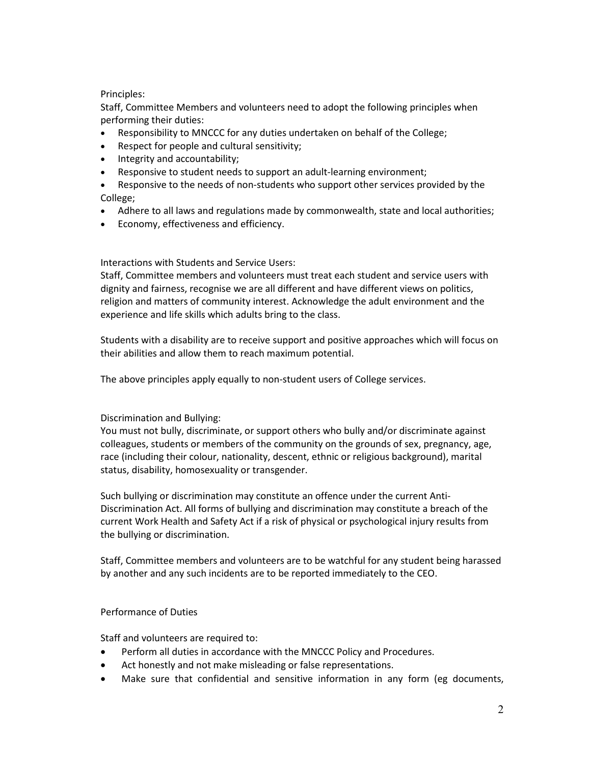Principles:

Staff, Committee Members and volunteers need to adopt the following principles when performing their duties:

- Responsibility to MNCCC for any duties undertaken on behalf of the College;
- Respect for people and cultural sensitivity;
- Integrity and accountability;
- Responsive to student needs to support an adult-learning environment;
- Responsive to the needs of non-students who support other services provided by the College;
- Adhere to all laws and regulations made by commonwealth, state and local authorities;
- Economy, effectiveness and efficiency.

Interactions with Students and Service Users:

Staff, Committee members and volunteers must treat each student and service users with dignity and fairness, recognise we are all different and have different views on politics, religion and matters of community interest. Acknowledge the adult environment and the experience and life skills which adults bring to the class.

Students with a disability are to receive support and positive approaches which will focus on their abilities and allow them to reach maximum potential.

The above principles apply equally to non-student users of College services.

Discrimination and Bullying:

You must not bully, discriminate, or support others who bully and/or discriminate against colleagues, students or members of the community on the grounds of sex, pregnancy, age, race (including their colour, nationality, descent, ethnic or religious background), marital status, disability, homosexuality or transgender.

Such bullying or discrimination may constitute an offence under the current Anti-Discrimination Act. All forms of bullying and discrimination may constitute a breach of the current Work Health and Safety Act if a risk of physical or psychological injury results from the bullying or discrimination.

Staff, Committee members and volunteers are to be watchful for any student being harassed by another and any such incidents are to be reported immediately to the CEO.

Performance of Duties

Staff and volunteers are required to:

- Perform all duties in accordance with the MNCCC Policy and Procedures.
- Act honestly and not make misleading or false representations.
- Make sure that confidential and sensitive information in any form (eg documents,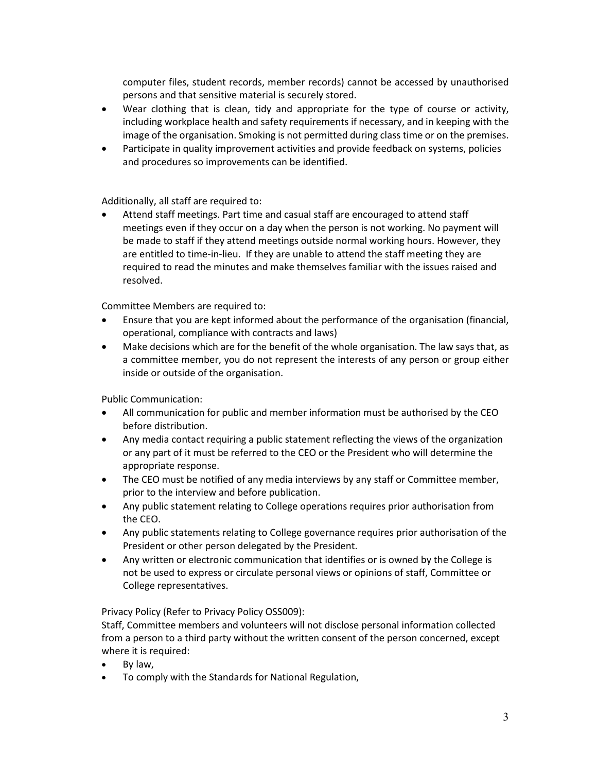computer files, student records, member records) cannot be accessed by unauthorised persons and that sensitive material is securely stored.

- Wear clothing that is clean, tidy and appropriate for the type of course or activity, including workplace health and safety requirements if necessary, and in keeping with the image of the organisation. Smoking is not permitted during class time or on the premises.
- Participate in quality improvement activities and provide feedback on systems, policies and procedures so improvements can be identified.

Additionally, all staff are required to:

- Attend staff meetings. Part time and casual staff are encouraged to attend staff meetings even if they occur on a day when the person is not working. No payment will be made to staff if they attend meetings outside normal working hours. However, they are entitled to time-in-lieu. If they are unable to attend the staff meeting they are required to read the minutes and make themselves familiar with the issues raised and resolved.

Committee Members are required to:

- Ensure that you are kept informed about the performance of the organisation (financial, operational, compliance with contracts and laws)
- Make decisions which are for the benefit of the whole organisation. The law says that, as a committee member, you do not represent the interests of any person or group either inside or outside of the organisation.

Public Communication:

- All communication for public and member information must be authorised by the CEO before distribution.
- Any media contact requiring a public statement reflecting the views of the organization or any part of it must be referred to the CEO or the President who will determine the appropriate response.
- The CEO must be notified of any media interviews by any staff or Committee member, prior to the interview and before publication.
- Any public statement relating to College operations requires prior authorisation from the CEO.
- Any public statements relating to College governance requires prior authorisation of the President or other person delegated by the President.
- Any written or electronic communication that identifies or is owned by the College is not be used to express or circulate personal views or opinions of staff, Committee or College representatives.

Privacy Policy (Refer to Privacy Policy OSS009):

Staff, Committee members and volunteers will not disclose personal information collected from a person to a third party without the written consent of the person concerned, except where it is required:

- By law,
- To comply with the Standards for National Regulation,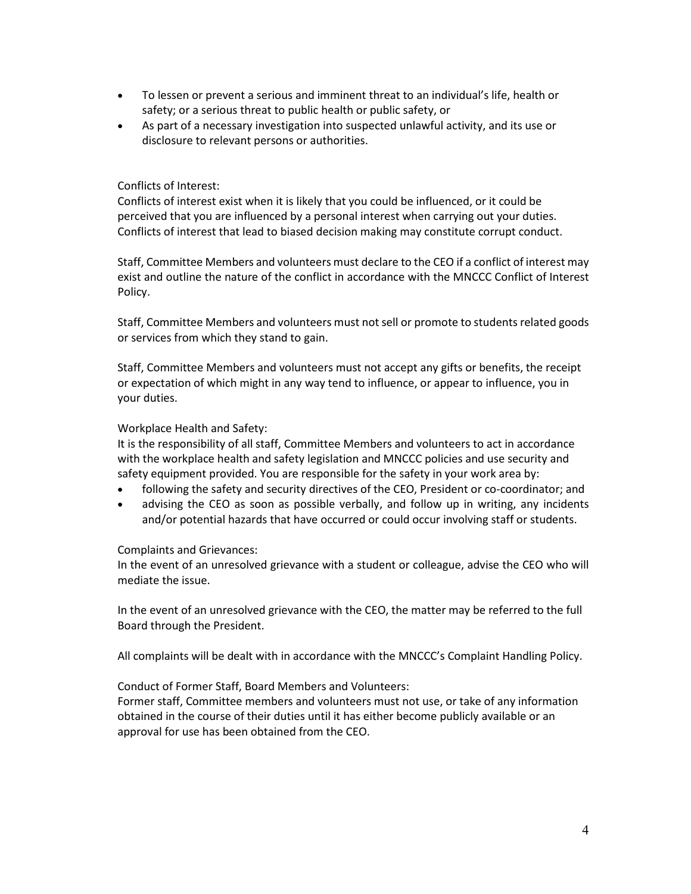- To lessen or prevent a serious and imminent threat to an individual's life, health or safety; or a serious threat to public health or public safety, or
- As part of a necessary investigation into suspected unlawful activity, and its use or disclosure to relevant persons or authorities.

Conflicts of Interest:
Conflicts of interest exist when it is likely that you could be influenced, or it could be perceived that you are influenced by a personal interest when carrying out your duties. Conflicts of interest that lead to biased decision making may constitute corrupt conduct.

Staff, Committee Members and volunteers must declare to the CEO if a conflict of interest may exist and outline the nature of the conflict in accordance with the MNCCC Conflict of Interest Policy.

Staff, Committee Members and volunteers must not sell or promote to students related goods or services from which they stand to gain.

Staff, Committee Members and volunteers must not accept any gifts or benefits, the receipt or expectation of which might in any way tend to influence, or appear to influence, you in your duties.

Workplace Health and Safety:
It is the responsibility of all staff, Committee Members and volunteers to act in accordance with the workplace health and safety legislation and MNCCC policies and use security and safety equipment provided. You are responsible for the safety in your work area by:

- following the safety and security directives of the CEO, President or co-coordinator; and
- advising the CEO as soon as possible verbally, and follow up in writing, any incidents and/or potential hazards that have occurred or could occur involving staff or students.

Complaints and Grievances:
In the event of an unresolved grievance with a student or colleague, advise the CEO who will mediate the issue.

In the event of an unresolved grievance with the CEO, the matter may be referred to the full Board through the President.

All complaints will be dealt with in accordance with the MNCCC's Complaint Handling Policy.

Conduct of Former Staff, Board Members and Volunteers:
Former staff, Committee members and volunteers must not use, or take of any information obtained in the course of their duties until it has either become publicly available or an approval for use has been obtained from the CEO.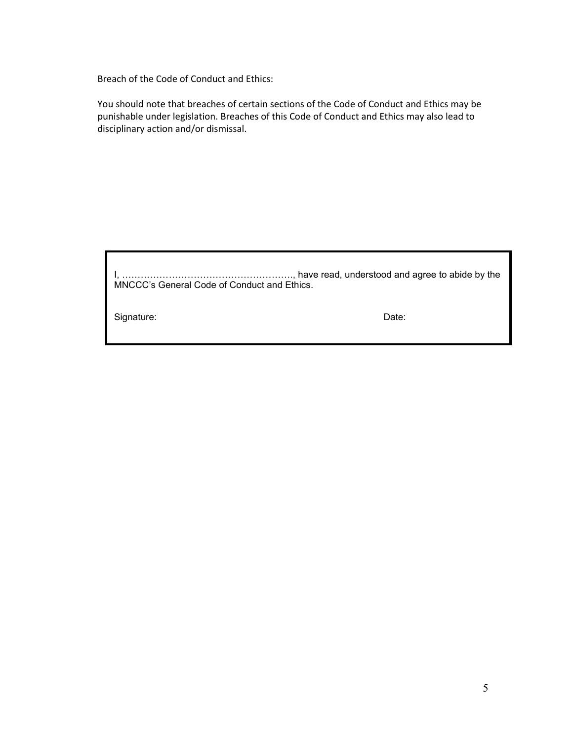Breach of the Code of Conduct and Ethics:

You should note that breaches of certain sections of the Code of Conduct and Ethics may be punishable under legislation. Breaches of this Code of Conduct and Ethics may also lead to disciplinary action and/or dismissal.

I, ………………………………………………., have read, understood and agree to abide by the MNCCC's General Code of Conduct and Ethics.

Signature: Date: